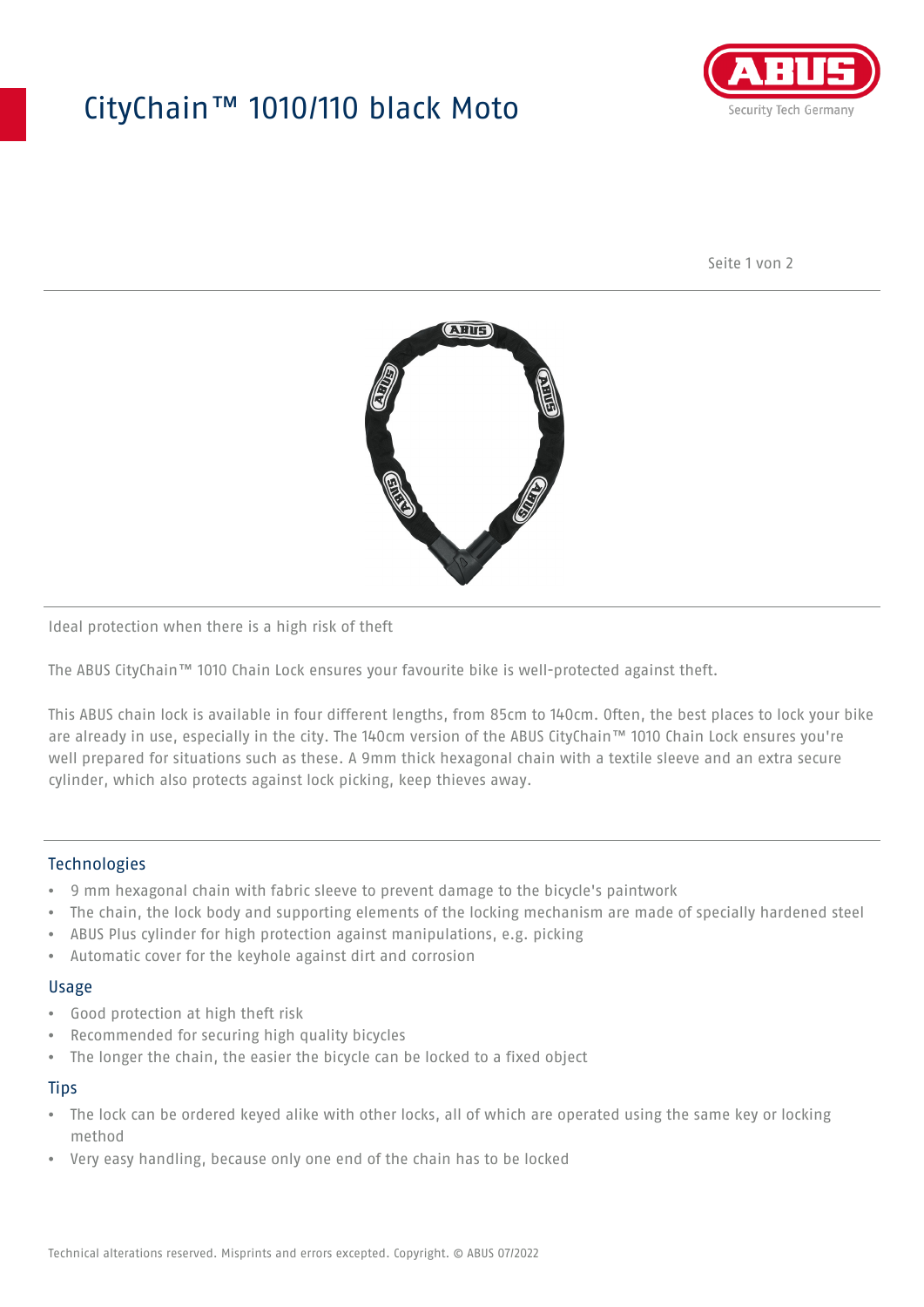# CityChain™ 1010/110 black Moto

Ideal protection when there is a high risk of theft

The ABUS CityChain™ 1010 Chain Lock ensures your favourite bike is well-protected against theft.

This ABUS chain lock is available in four different lengths, from 85cm to 140cm. Often, the best places to lock your bike are already in use, especially in the city. The 140cm version of the ABUS CityChain™ 1010 Chain Lock ensures you're well prepared for situations such as these. A 9mm thick hexagonal chain with a textile sleeve and an extra secure cylinder, which also protects against lock picking, keep thieves away.

## Technologies

- 9 mm hexagonal chain with fabric sleeve to prevent damage to the bicycle's paintwork
- The chain, the lock body and supporting elements of the locking mechanism are made of specially hardened steel
- ABUS Plus cylinder for high protection against manipulations, e.g. picking
- Automatic cover for the keyhole against dirt and corrosion

## Usage

- Good protection at high theft risk
- Recommended for securing high quality bicycles
- The longer the chain, the easier the bicycle can be locked to a fixed object

## Tips

- The lock can be ordered keyed alike with other locks, all of which are operated using the same key or locking method
- Very easy handling, because only one end of the chain has to be locked

Technical alterations reserved. Misprints and errors excepted. Copyright. © ABUS 07/2022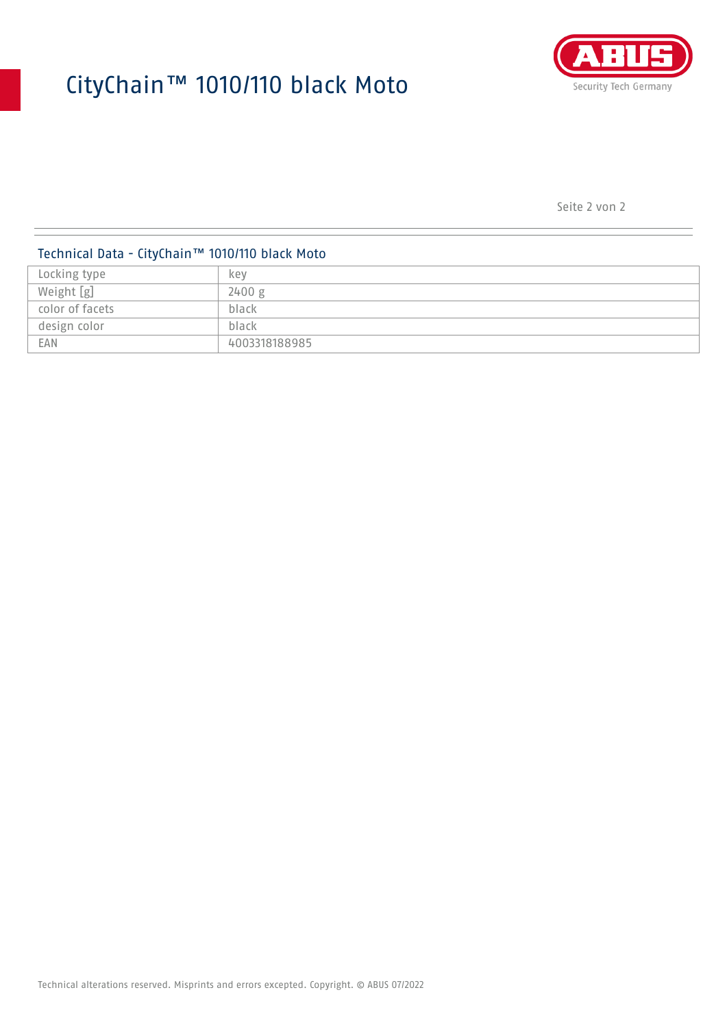# CityChain™ 1010/110 black Moto

## Technical Data - CityChain™ 1010/110 black Moto

| | |
|---|---|
| Locking type | key |
| Weight [g] | 2400 g |
| color of facets | black |
| design color | black |
| EAN | 4003318188985 |

Technical alterations reserved. Misprints and errors excepted. Copyright. © ABUS 07/2022